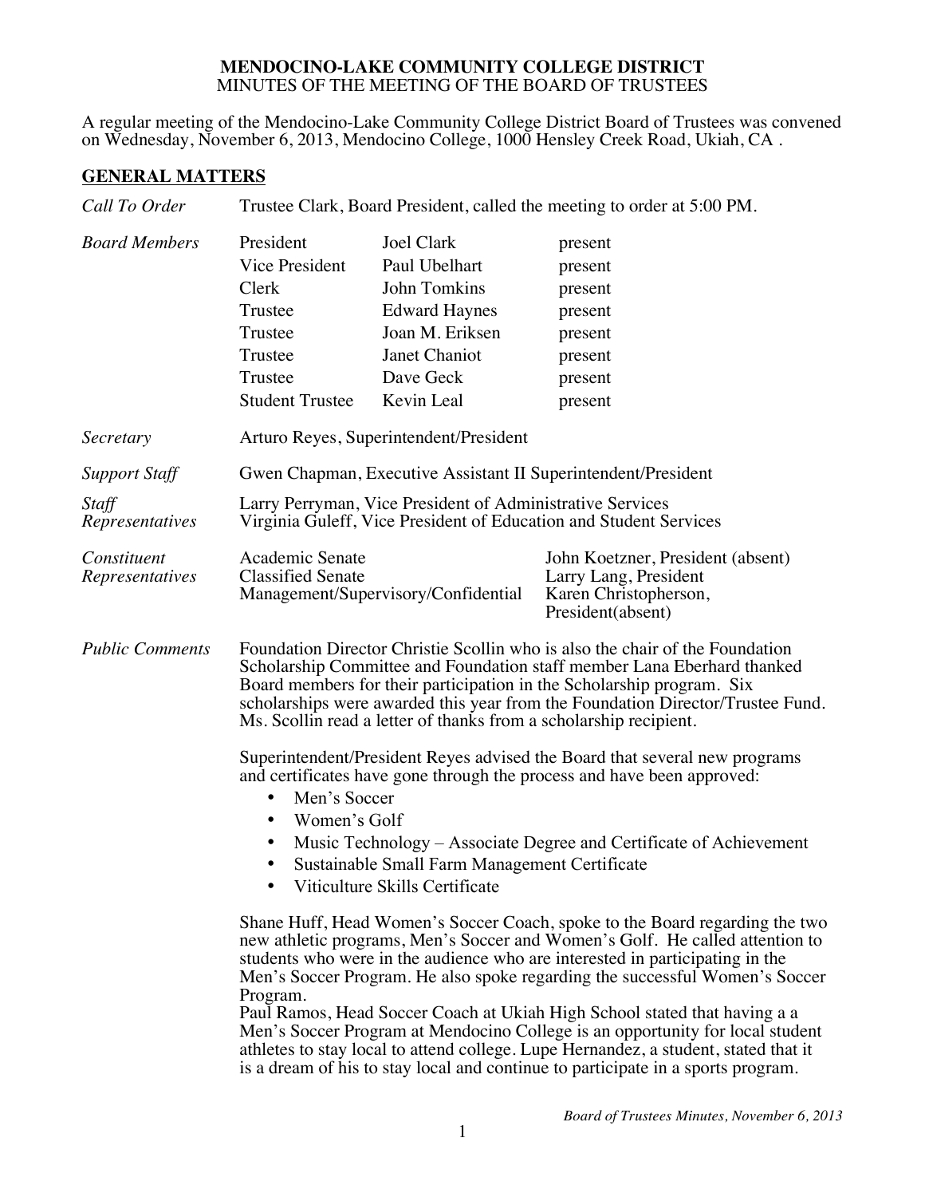**MENDOCINO-LAKE COMMUNITY COLLEGE DISTRICT**
MINUTES OF THE MEETING OF THE BOARD OF TRUSTEES

A regular meeting of the Mendocino-Lake Community College District Board of Trustees was convened on Wednesday, November 6, 2013, Mendocino College, 1000 Hensley Creek Road, Ukiah, CA .

## GENERAL MATTERS

*Call To Order* — Trustee Clark, Board President, called the meeting to order at 5:00 PM.

*Board Members*

| | | |
|---|---|---|
| President | Joel Clark | present |
| Vice President | Paul Ubelhart | present |
| Clerk | John Tomkins | present |
| Trustee | Edward Haynes | present |
| Trustee | Joan M. Eriksen | present |
| Trustee | Janet Chaniot | present |
| Trustee | Dave Geck | present |
| Student Trustee | Kevin Leal | present |

*Secretary* — Arturo Reyes, Superintendent/President

*Support Staff* — Gwen Chapman, Executive Assistant II Superintendent/President

*Staff Representatives* — Larry Perryman, Vice President of Administrative Services
Virginia Guleff, Vice President of Education and Student Services

*Constituent Representatives*

| | |
|---|---|
| Academic Senate | John Koetzner, President (absent) |
| Classified Senate | Larry Lang, President |
| Management/Supervisory/Confidential | Karen Christopherson, President(absent) |

*Public Comments*

Foundation Director Christie Scollin who is also the chair of the Foundation Scholarship Committee and Foundation staff member Lana Eberhard thanked Board members for their participation in the Scholarship program. Six scholarships were awarded this year from the Foundation Director/Trustee Fund. Ms. Scollin read a letter of thanks from a scholarship recipient.

Superintendent/President Reyes advised the Board that several new programs and certificates have gone through the process and have been approved:

- Men's Soccer
- Women's Golf
- Music Technology – Associate Degree and Certificate of Achievement
- Sustainable Small Farm Management Certificate
- Viticulture Skills Certificate

Shane Huff, Head Women's Soccer Coach, spoke to the Board regarding the two new athletic programs, Men's Soccer and Women's Golf. He called attention to students who were in the audience who are interested in participating in the Men's Soccer Program. He also spoke regarding the successful Women's Soccer Program.
Paul Ramos, Head Soccer Coach at Ukiah High School stated that having a a Men's Soccer Program at Mendocino College is an opportunity for local student athletes to stay local to attend college. Lupe Hernandez, a student, stated that it is a dream of his to stay local and continue to participate in a sports program.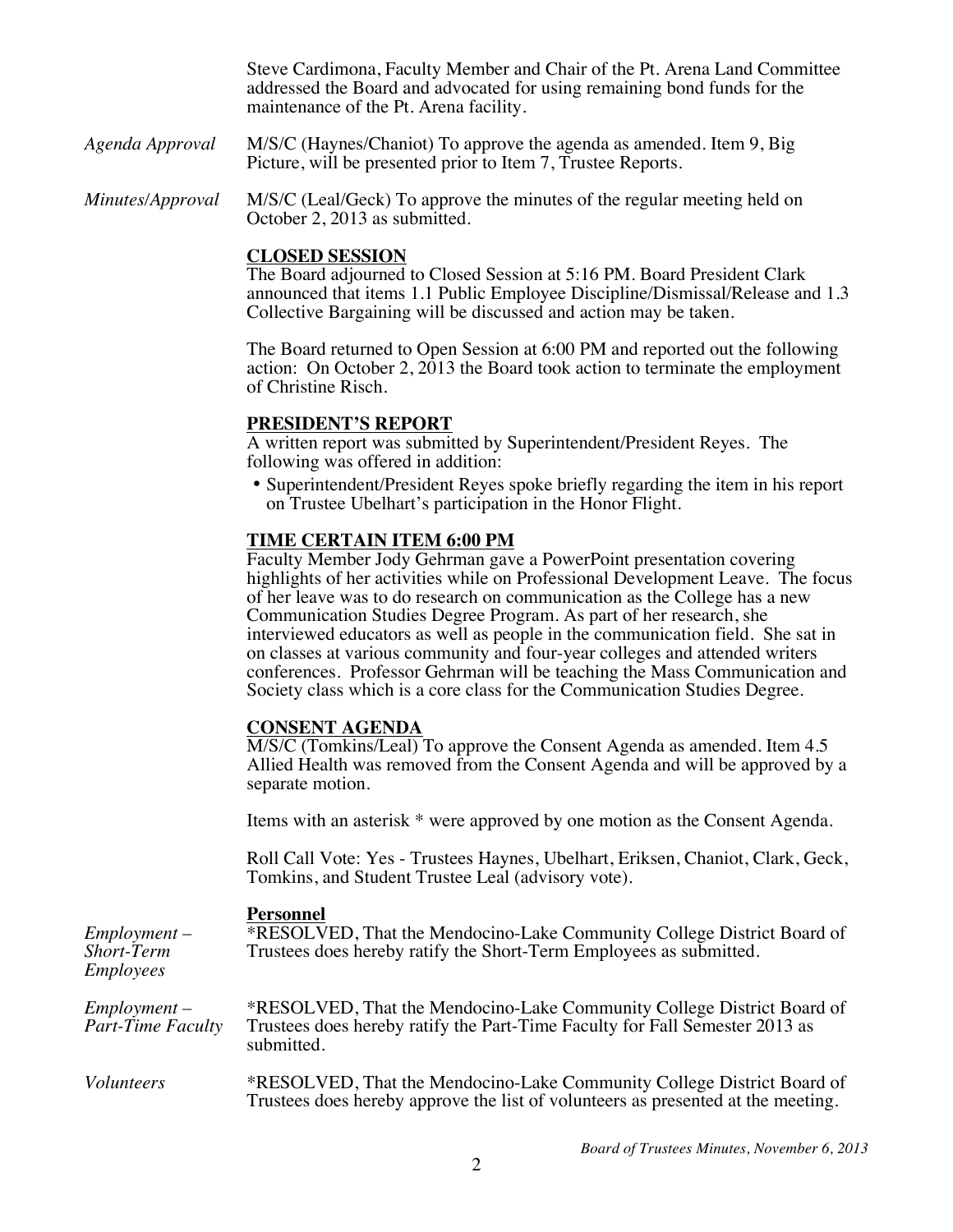Steve Cardimona, Faculty Member and Chair of the Pt. Arena Land Committee addressed the Board and advocated for using remaining bond funds for the maintenance of the Pt. Arena facility.

*Agenda Approval* — M/S/C (Haynes/Chaniot) To approve the agenda as amended. Item 9, Big Picture, will be presented prior to Item 7, Trustee Reports.

*Minutes/Approval* — M/S/C (Leal/Geck) To approve the minutes of the regular meeting held on October 2, 2013 as submitted.

## CLOSED SESSION

The Board adjourned to Closed Session at 5:16 PM. Board President Clark announced that items 1.1 Public Employee Discipline/Dismissal/Release and 1.3 Collective Bargaining will be discussed and action may be taken.

The Board returned to Open Session at 6:00 PM and reported out the following action: On October 2, 2013 the Board took action to terminate the employment of Christine Risch.

## PRESIDENT'S REPORT

A written report was submitted by Superintendent/President Reyes. The following was offered in addition:

- Superintendent/President Reyes spoke briefly regarding the item in his report on Trustee Ubelhart's participation in the Honor Flight.

## TIME CERTAIN ITEM 6:00 PM

Faculty Member Jody Gehrman gave a PowerPoint presentation covering highlights of her activities while on Professional Development Leave. The focus of her leave was to do research on communication as the College has a new Communication Studies Degree Program. As part of her research, she interviewed educators as well as people in the communication field. She sat in on classes at various community and four-year colleges and attended writers conferences. Professor Gehrman will be teaching the Mass Communication and Society class which is a core class for the Communication Studies Degree.

## CONSENT AGENDA

M/S/C (Tomkins/Leal) To approve the Consent Agenda as amended. Item 4.5 Allied Health was removed from the Consent Agenda and will be approved by a separate motion.

Items with an asterisk * were approved by one motion as the Consent Agenda.

Roll Call Vote: Yes - Trustees Haynes, Ubelhart, Eriksen, Chaniot, Clark, Geck, Tomkins, and Student Trustee Leal (advisory vote).

### Personnel

*Employment – Short-Term Employees* — *RESOLVED, That the Mendocino-Lake Community College District Board of Trustees does hereby ratify the Short-Term Employees as submitted.

*Employment – Part-Time Faculty* — *RESOLVED, That the Mendocino-Lake Community College District Board of Trustees does hereby ratify the Part-Time Faculty for Fall Semester 2013 as submitted.

*Volunteers* — *RESOLVED, That the Mendocino-Lake Community College District Board of Trustees does hereby approve the list of volunteers as presented at the meeting.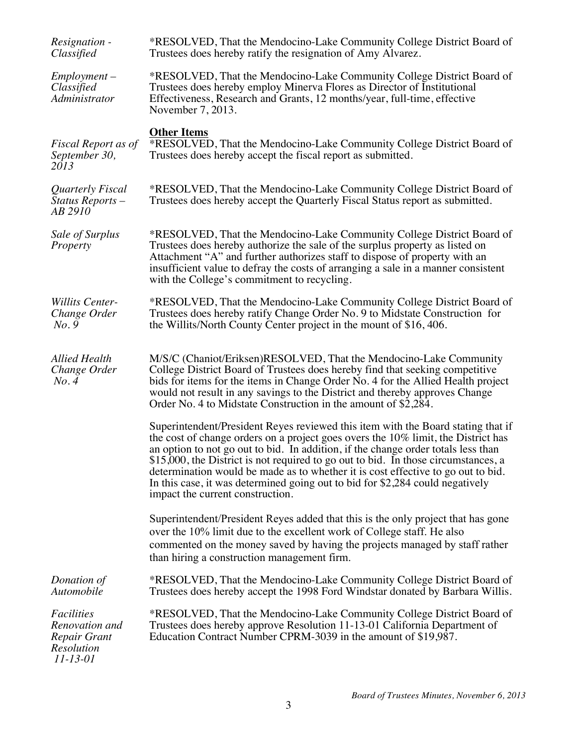*Resignation - Classified*

*RESOLVED, That the Mendocino-Lake Community College District Board of Trustees does hereby ratify the resignation of Amy Alvarez.

*Employment – Classified Administrator*

*RESOLVED, That the Mendocino-Lake Community College District Board of Trustees does hereby employ Minerva Flores as Director of Institutional Effectiveness, Research and Grants, 12 months/year, full-time, effective November 7, 2013.

**Other Items**

*Fiscal Report as of September 30, 2013*

*RESOLVED, That the Mendocino-Lake Community College District Board of Trustees does hereby accept the fiscal report as submitted.

*Quarterly Fiscal Status Reports – AB 2910*

*RESOLVED, That the Mendocino-Lake Community College District Board of Trustees does hereby accept the Quarterly Fiscal Status report as submitted.

*Sale of Surplus Property*

*RESOLVED, That the Mendocino-Lake Community College District Board of Trustees does hereby authorize the sale of the surplus property as listed on Attachment "A" and further authorizes staff to dispose of property with an insufficient value to defray the costs of arranging a sale in a manner consistent with the College's commitment to recycling.

*Willits Center-Change Order No. 9*

*RESOLVED, That the Mendocino-Lake Community College District Board of Trustees does hereby ratify Change Order No. 9 to Midstate Construction for the Willits/North County Center project in the mount of $16, 406.

*Allied Health Change Order No. 4*

M/S/C (Chaniot/Eriksen)RESOLVED, That the Mendocino-Lake Community College District Board of Trustees does hereby find that seeking competitive bids for items for the items in Change Order No. 4 for the Allied Health project would not result in any savings to the District and thereby approves Change Order No. 4 to Midstate Construction in the amount of $2,284.

Superintendent/President Reyes reviewed this item with the Board stating that if the cost of change orders on a project goes overs the 10% limit, the District has an option to not go out to bid. In addition, if the change order totals less than $15,000, the District is not required to go out to bid. In those circumstances, a determination would be made as to whether it is cost effective to go out to bid. In this case, it was determined going out to bid for $2,284 could negatively impact the current construction.

Superintendent/President Reyes added that this is the only project that has gone over the 10% limit due to the excellent work of College staff. He also commented on the money saved by having the projects managed by staff rather than hiring a construction management firm.

*Donation of Automobile*

*RESOLVED, That the Mendocino-Lake Community College District Board of Trustees does hereby accept the 1998 Ford Windstar donated by Barbara Willis.

*Facilities Renovation and Repair Grant Resolution 11-13-01*

*RESOLVED, That the Mendocino-Lake Community College District Board of Trustees does hereby approve Resolution 11-13-01 California Department of Education Contract Number CPRM-3039 in the amount of $19,987.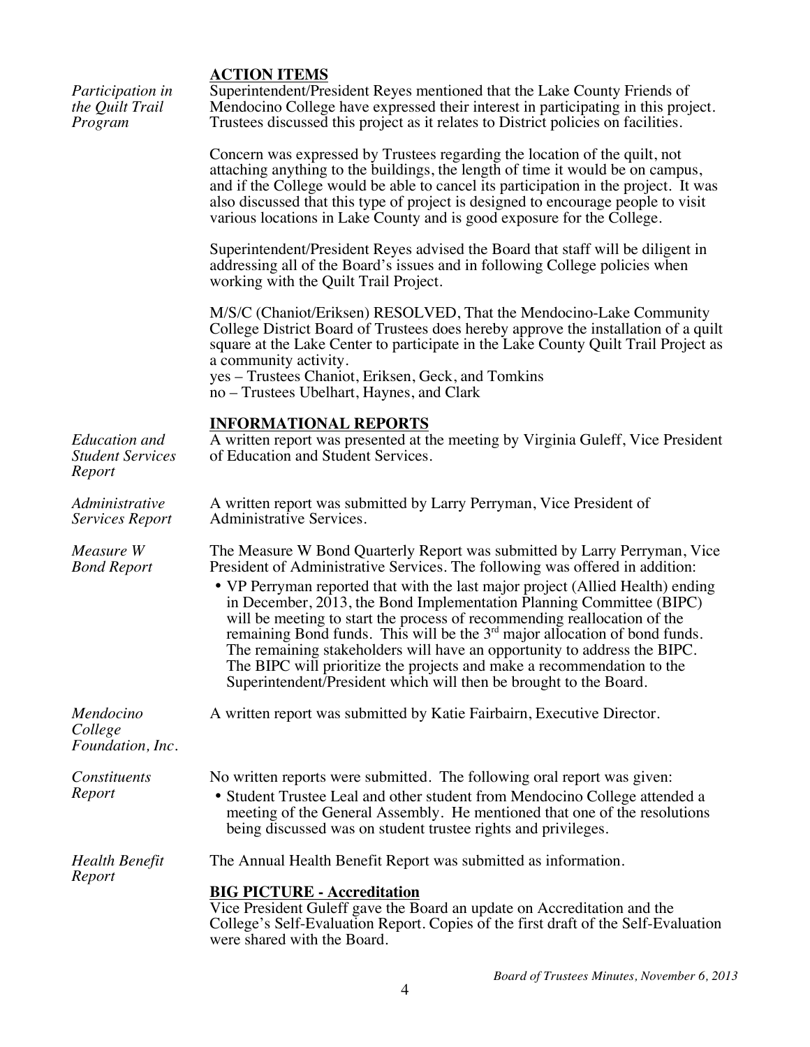## ACTION ITEMS

*Participation in the Quilt Trail Program*

Superintendent/President Reyes mentioned that the Lake County Friends of Mendocino College have expressed their interest in participating in this project. Trustees discussed this project as it relates to District policies on facilities.

Concern was expressed by Trustees regarding the location of the quilt, not attaching anything to the buildings, the length of time it would be on campus, and if the College would be able to cancel its participation in the project. It was also discussed that this type of project is designed to encourage people to visit various locations in Lake County and is good exposure for the College.

Superintendent/President Reyes advised the Board that staff will be diligent in addressing all of the Board's issues and in following College policies when working with the Quilt Trail Project.

M/S/C (Chaniot/Eriksen) RESOLVED, That the Mendocino-Lake Community College District Board of Trustees does hereby approve the installation of a quilt square at the Lake Center to participate in the Lake County Quilt Trail Project as a community activity.
yes – Trustees Chaniot, Eriksen, Geck, and Tomkins
no – Trustees Ubelhart, Haynes, and Clark

## INFORMATIONAL REPORTS

*Education and Student Services Report*

A written report was presented at the meeting by Virginia Guleff, Vice President of Education and Student Services.

*Administrative Services Report*

A written report was submitted by Larry Perryman, Vice President of Administrative Services.

*Measure W Bond Report*

The Measure W Bond Quarterly Report was submitted by Larry Perryman, Vice President of Administrative Services. The following was offered in addition:

- VP Perryman reported that with the last major project (Allied Health) ending in December, 2013, the Bond Implementation Planning Committee (BIPC) will be meeting to start the process of recommending reallocation of the remaining Bond funds. This will be the 3rd major allocation of bond funds. The remaining stakeholders will have an opportunity to address the BIPC. The BIPC will prioritize the projects and make a recommendation to the Superintendent/President which will then be brought to the Board.

*Mendocino College Foundation, Inc.*

A written report was submitted by Katie Fairbairn, Executive Director.

*Constituents Report*

No written reports were submitted. The following oral report was given:

- Student Trustee Leal and other student from Mendocino College attended a meeting of the General Assembly. He mentioned that one of the resolutions being discussed was on student trustee rights and privileges.

*Health Benefit Report*

The Annual Health Benefit Report was submitted as information.

## BIG PICTURE - Accreditation

Vice President Guleff gave the Board an update on Accreditation and the College's Self-Evaluation Report. Copies of the first draft of the Self-Evaluation were shared with the Board.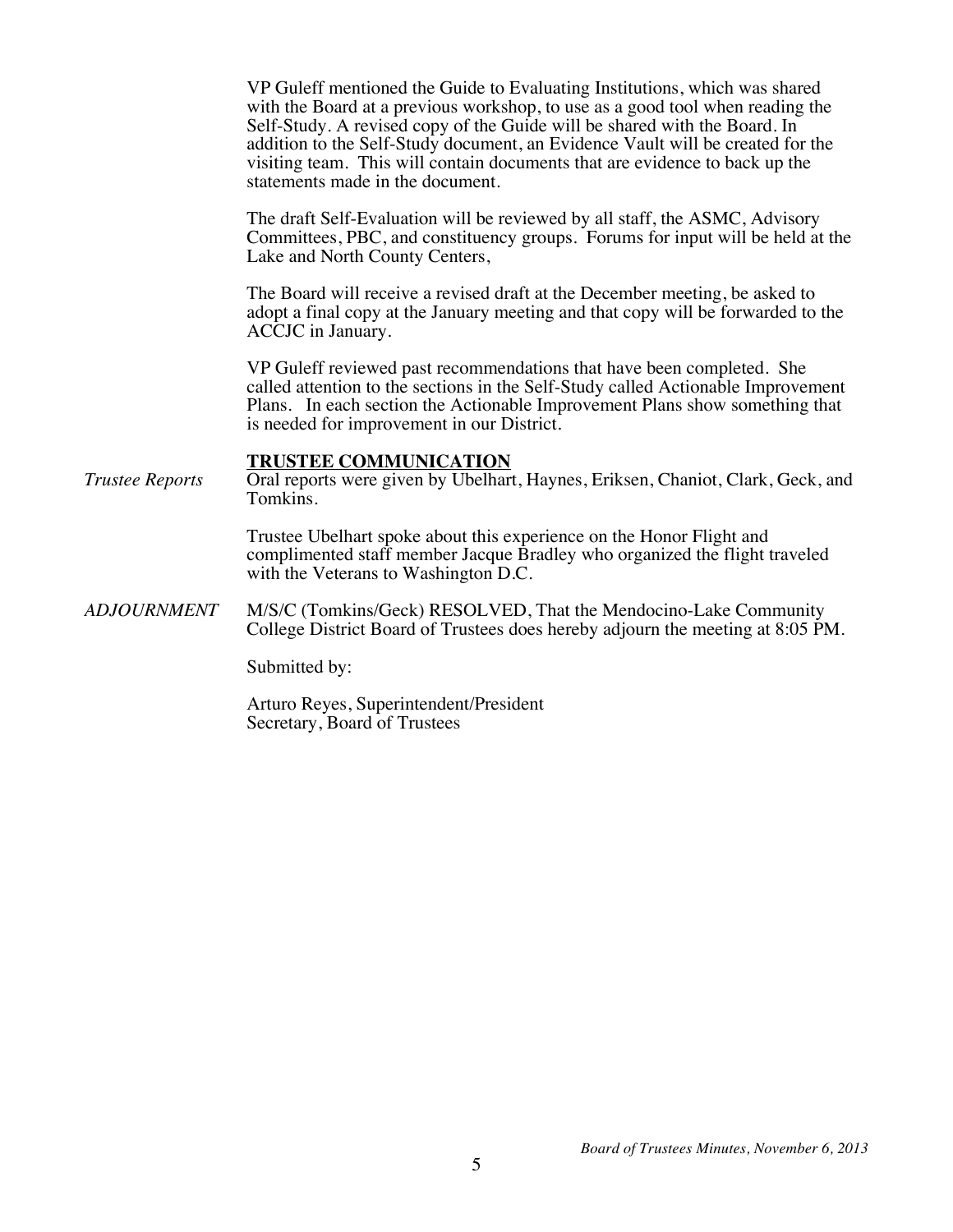VP Guleff mentioned the Guide to Evaluating Institutions, which was shared with the Board at a previous workshop, to use as a good tool when reading the Self-Study. A revised copy of the Guide will be shared with the Board. In addition to the Self-Study document, an Evidence Vault will be created for the visiting team. This will contain documents that are evidence to back up the statements made in the document.

The draft Self-Evaluation will be reviewed by all staff, the ASMC, Advisory Committees, PBC, and constituency groups. Forums for input will be held at the Lake and North County Centers,

The Board will receive a revised draft at the December meeting, be asked to adopt a final copy at the January meeting and that copy will be forwarded to the ACCJC in January.

VP Guleff reviewed past recommendations that have been completed. She called attention to the sections in the Self-Study called Actionable Improvement Plans. In each section the Actionable Improvement Plans show something that is needed for improvement in our District.

## TRUSTEE COMMUNICATION

*Trustee Reports* Oral reports were given by Ubelhart, Haynes, Eriksen, Chaniot, Clark, Geck, and Tomkins.

Trustee Ubelhart spoke about this experience on the Honor Flight and complimented staff member Jacque Bradley who organized the flight traveled with the Veterans to Washington D.C.

*ADJOURNMENT* M/S/C (Tomkins/Geck) RESOLVED, That the Mendocino-Lake Community College District Board of Trustees does hereby adjourn the meeting at 8:05 PM.

Submitted by:

Arturo Reyes, Superintendent/President
Secretary, Board of Trustees